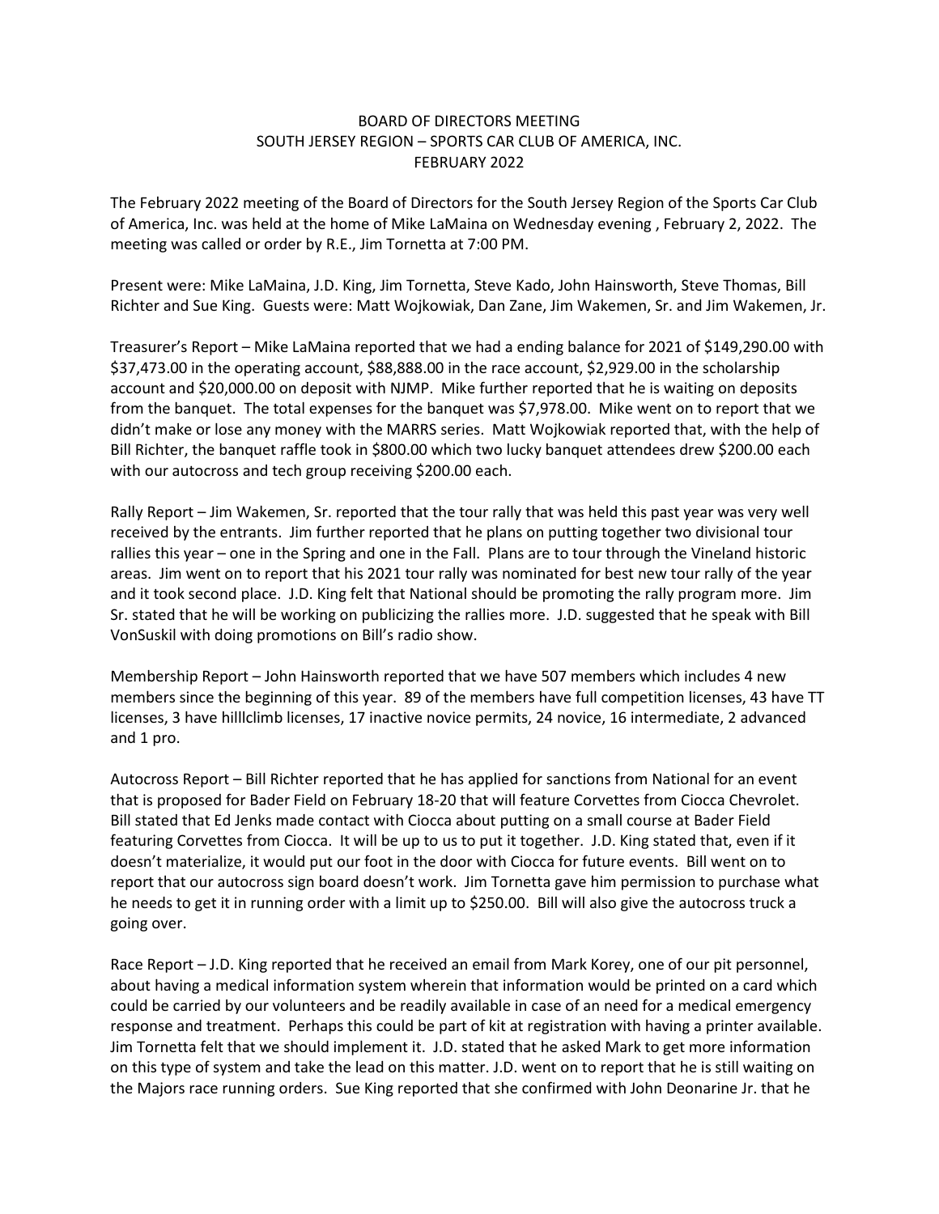BOARD OF DIRECTORS MEETING
SOUTH JERSEY REGION – SPORTS CAR CLUB OF AMERICA, INC.
FEBRUARY 2022

The February 2022 meeting of the Board of Directors for the South Jersey Region of the Sports Car Club of America, Inc. was held at the home of Mike LaMaina on Wednesday evening , February 2, 2022. The meeting was called or order by R.E., Jim Tornetta at 7:00 PM.

Present were: Mike LaMaina, J.D. King, Jim Tornetta, Steve Kado, John Hainsworth, Steve Thomas, Bill Richter and Sue King. Guests were: Matt Wojkowiak, Dan Zane, Jim Wakemen, Sr. and Jim Wakemen, Jr.

Treasurer's Report – Mike LaMaina reported that we had a ending balance for 2021 of $149,290.00 with $37,473.00 in the operating account, $88,888.00 in the race account, $2,929.00 in the scholarship account and $20,000.00 on deposit with NJMP. Mike further reported that he is waiting on deposits from the banquet. The total expenses for the banquet was $7,978.00. Mike went on to report that we didn't make or lose any money with the MARRS series. Matt Wojkowiak reported that, with the help of Bill Richter, the banquet raffle took in $800.00 which two lucky banquet attendees drew $200.00 each with our autocross and tech group receiving $200.00 each.

Rally Report – Jim Wakemen, Sr. reported that the tour rally that was held this past year was very well received by the entrants. Jim further reported that he plans on putting together two divisional tour rallies this year – one in the Spring and one in the Fall. Plans are to tour through the Vineland historic areas. Jim went on to report that his 2021 tour rally was nominated for best new tour rally of the year and it took second place. J.D. King felt that National should be promoting the rally program more. Jim Sr. stated that he will be working on publicizing the rallies more. J.D. suggested that he speak with Bill VonSuskil with doing promotions on Bill's radio show.

Membership Report – John Hainsworth reported that we have 507 members which includes 4 new members since the beginning of this year. 89 of the members have full competition licenses, 43 have TT licenses, 3 have hilllclimb licenses, 17 inactive novice permits, 24 novice, 16 intermediate, 2 advanced and 1 pro.

Autocross Report – Bill Richter reported that he has applied for sanctions from National for an event that is proposed for Bader Field on February 18-20 that will feature Corvettes from Ciocca Chevrolet. Bill stated that Ed Jenks made contact with Ciocca about putting on a small course at Bader Field featuring Corvettes from Ciocca. It will be up to us to put it together. J.D. King stated that, even if it doesn't materialize, it would put our foot in the door with Ciocca for future events. Bill went on to report that our autocross sign board doesn't work. Jim Tornetta gave him permission to purchase what he needs to get it in running order with a limit up to $250.00. Bill will also give the autocross truck a going over.

Race Report – J.D. King reported that he received an email from Mark Korey, one of our pit personnel, about having a medical information system wherein that information would be printed on a card which could be carried by our volunteers and be readily available in case of an need for a medical emergency response and treatment. Perhaps this could be part of kit at registration with having a printer available. Jim Tornetta felt that we should implement it. J.D. stated that he asked Mark to get more information on this type of system and take the lead on this matter. J.D. went on to report that he is still waiting on the Majors race running orders. Sue King reported that she confirmed with John Deonarine Jr. that he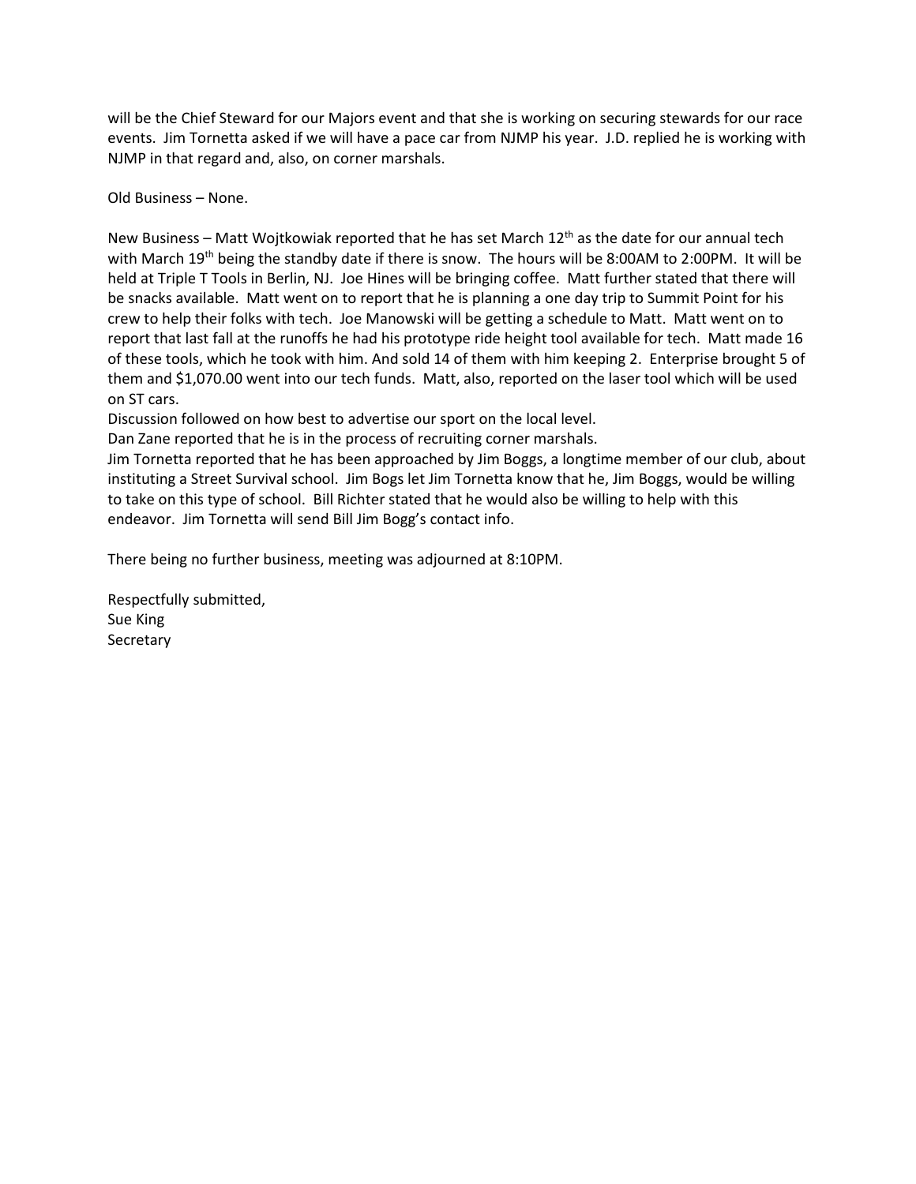will be the Chief Steward for our Majors event and that she is working on securing stewards for our race events. Jim Tornetta asked if we will have a pace car from NJMP his year. J.D. replied he is working with NJMP in that regard and, also, on corner marshals.

Old Business – None.

New Business – Matt Wojtkowiak reported that he has set March 12th as the date for our annual tech with March 19th being the standby date if there is snow. The hours will be 8:00AM to 2:00PM. It will be held at Triple T Tools in Berlin, NJ. Joe Hines will be bringing coffee. Matt further stated that there will be snacks available. Matt went on to report that he is planning a one day trip to Summit Point for his crew to help their folks with tech. Joe Manowski will be getting a schedule to Matt. Matt went on to report that last fall at the runoffs he had his prototype ride height tool available for tech. Matt made 16 of these tools, which he took with him. And sold 14 of them with him keeping 2. Enterprise brought 5 of them and $1,070.00 went into our tech funds. Matt, also, reported on the laser tool which will be used on ST cars.
Discussion followed on how best to advertise our sport on the local level.
Dan Zane reported that he is in the process of recruiting corner marshals.
Jim Tornetta reported that he has been approached by Jim Boggs, a longtime member of our club, about instituting a Street Survival school. Jim Bogs let Jim Tornetta know that he, Jim Boggs, would be willing to take on this type of school. Bill Richter stated that he would also be willing to help with this endeavor. Jim Tornetta will send Bill Jim Bogg's contact info.

There being no further business, meeting was adjourned at 8:10PM.

Respectfully submitted,
Sue King
Secretary